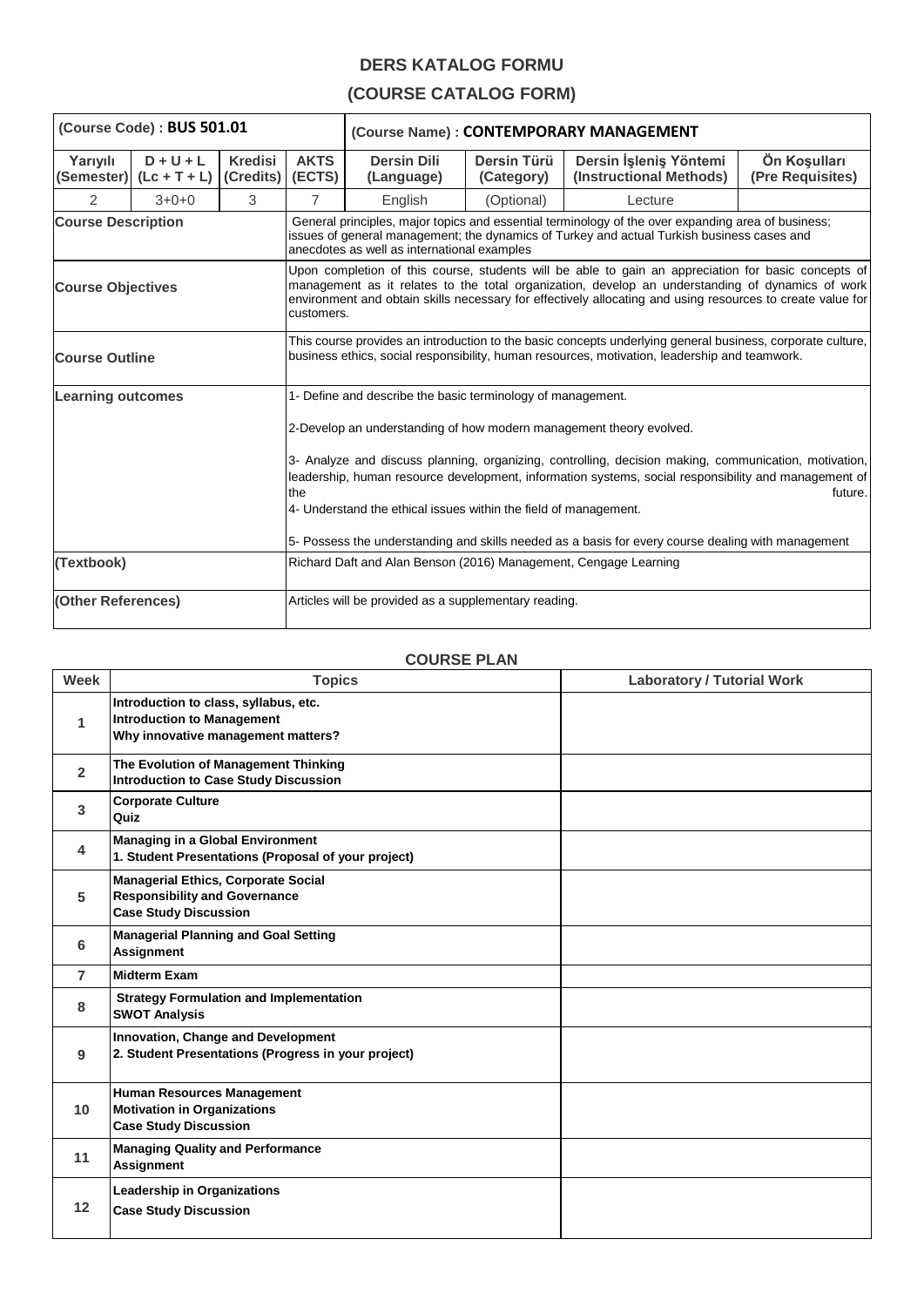# DERS KATALOG FORMU

# (COURSE CATALOG FORM)

| (Course Code) : **BUS 501.01** | | | | (Course Name) : **CONTEMPORARY MANAGEMENT** | | | |
|---|---|---|---|---|---|---|---|
| **Yarıyılı (Semester)** | **D + U + L (Lc + T + L)** | **Kredisi (Credits)** | **AKTS (ECTS)** | **Dersin Dili (Language)** | **Dersin Türü (Category)** | **Dersin İşleniş Yöntemi (Instructional Methods)** | **Ön Koşulları (Pre Requisites)** |
| 2 | 3+0+0 | 3 | 7 | English | (Optional) | Lecture | |
| **Course Description** | | | | General principles, major topics and essential terminology of the over expanding area of business; issues of general management; the dynamics of Turkey and actual Turkish business cases and anecdotes as well as international examples | | | |
| **Course Objectives** | | | | Upon completion of this course, students will be able to gain an appreciation for basic concepts of management as it relates to the total organization, develop an understanding of dynamics of work environment and obtain skills necessary for effectively allocating and using resources to create value for customers. | | | |
| **Course Outline** | | | | This course provides an introduction to the basic concepts underlying general business, corporate culture, business ethics, social responsibility, human resources, motivation, leadership and teamwork. | | | |
| **Learning outcomes** | | | | 1- Define and describe the basic terminology of management.<br><br>2-Develop an understanding of how modern management theory evolved.<br><br>3- Analyze and discuss planning, organizing, controlling, decision making, communication, motivation, leadership, human resource development, information systems, social responsibility and management of the future.<br>4- Understand the ethical issues within the field of management.<br><br>5- Possess the understanding and skills needed as a basis for every course dealing with management | | | |
| **(Textbook)** | | | | Richard Daft and Alan Benson (2016) Management, Cengage Learning | | | |
| **(Other References)** | | | | Articles will be provided as a supplementary reading. | | | |

## COURSE PLAN

| Week | Topics | Laboratory / Tutorial Work |
|---|---|---|
| 1 | **Introduction to class, syllabus, etc.**<br>**Introduction to Management**<br>**Why innovative management matters?** | |
| 2 | **The Evolution of Management Thinking**<br>**Introduction to Case Study Discussion** | |
| 3 | **Corporate Culture**<br>**Quiz** | |
| 4 | **Managing in a Global Environment**<br>**1. Student Presentations (Proposal of your project)** | |
| 5 | **Managerial Ethics, Corporate Social Responsibility and Governance**<br>**Case Study Discussion** | |
| 6 | **Managerial Planning and Goal Setting**<br>**Assignment** | |
| 7 | **Midterm Exam** | |
| 8 | **Strategy Formulation and Implementation**<br>**SWOT Analysis** | |
| 9 | **Innovation, Change and Development**<br>**2. Student Presentations (Progress in your project)** | |
| 10 | **Human Resources Management**<br>**Motivation in Organizations**<br>**Case Study Discussion** | |
| 11 | **Managing Quality and Performance**<br>**Assignment** | |
| 12 | **Leadership in Organizations**<br>**Case Study Discussion** | |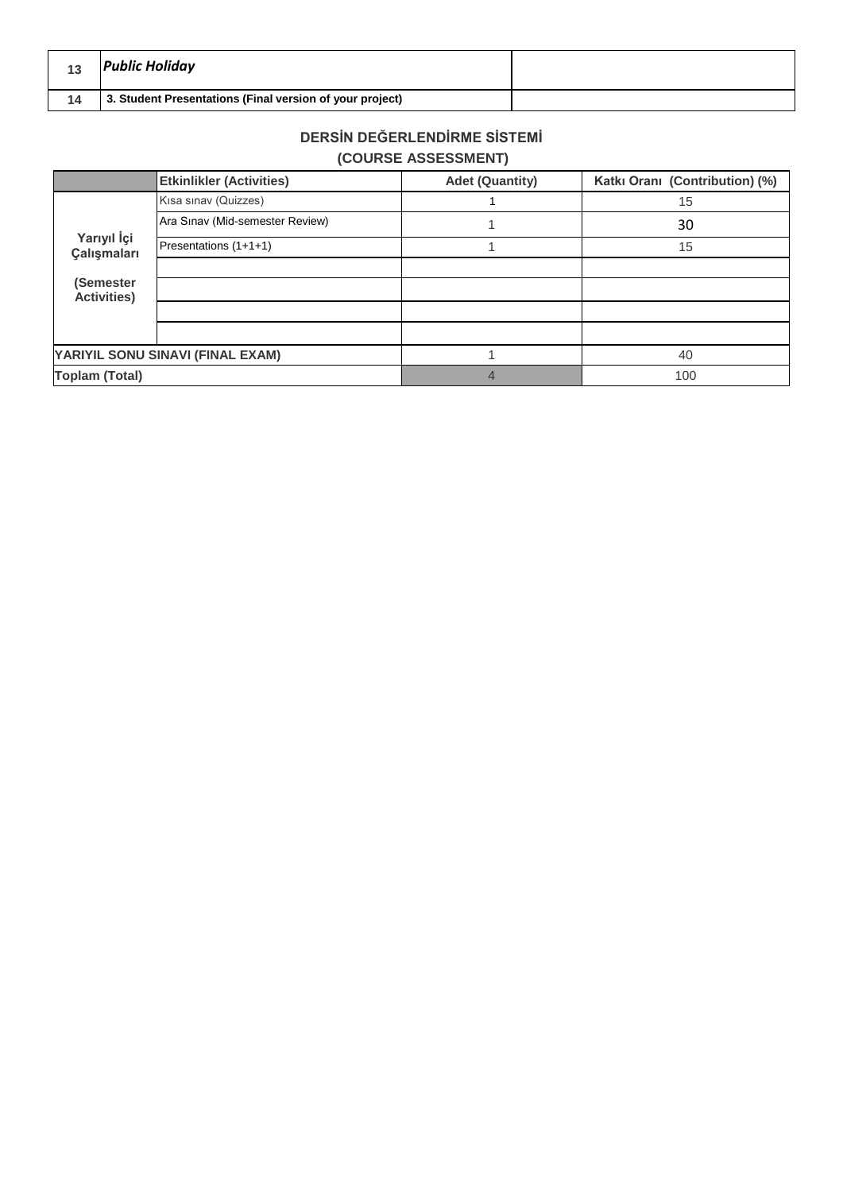| | | |
|---|---|---|
| 13 | ***Public Holiday*** | |
| 14 | **3. Student Presentations (Final version of your project)** | |

## DERSİN DEĞERLENDİRME SİSTEMİ
## (COURSE ASSESSMENT)

| | Etkinlikler (Activities) | Adet (Quantity) | Katkı Oranı (Contribution) (%) |
|---|---|---|---|
| **Yarıyıl İçi Çalışmaları (Semester Activities)** | Kısa sınav (Quizzes) | 1 | 15 |
| | Ara Sınav (Mid-semester Review) | 1 | 30 |
| | Presentations (1+1+1) | 1 | 15 |
| | | | |
| | | | |
| | | | |
| | | | |
| **YARIYIL SONU SINAVI (FINAL EXAM)** | | 1 | 40 |
| **Toplam (Total)** | | 4 | 100 |